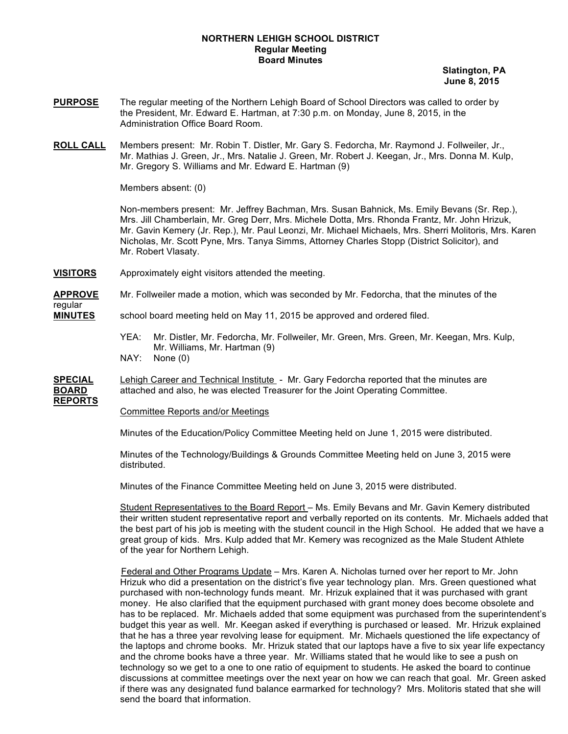**NORTHERN LEHIGH SCHOOL DISTRICT**
**Regular Meeting**
**Board Minutes**

**Slatington, PA**
**June 8, 2015**

**PURPOSE** The regular meeting of the Northern Lehigh Board of School Directors was called to order by the President, Mr. Edward E. Hartman, at 7:30 p.m. on Monday, June 8, 2015, in the Administration Office Board Room.

**ROLL CALL** Members present: Mr. Robin T. Distler, Mr. Gary S. Fedorcha, Mr. Raymond J. Follweiler, Jr., Mr. Mathias J. Green, Jr., Mrs. Natalie J. Green, Mr. Robert J. Keegan, Jr., Mrs. Donna M. Kulp, Mr. Gregory S. Williams and Mr. Edward E. Hartman (9)

Members absent: (0)

Non-members present: Mr. Jeffrey Bachman, Mrs. Susan Bahnick, Ms. Emily Bevans (Sr. Rep.), Mrs. Jill Chamberlain, Mr. Greg Derr, Mrs. Michele Dotta, Mrs. Rhonda Frantz, Mr. John Hrizuk, Mr. Gavin Kemery (Jr. Rep.), Mr. Paul Leonzi, Mr. Michael Michaels, Mrs. Sherri Molitoris, Mrs. Karen Nicholas, Mr. Scott Pyne, Mrs. Tanya Simms, Attorney Charles Stopp (District Solicitor), and Mr. Robert Vlasaty.

**VISITORS** Approximately eight visitors attended the meeting.

**APPROVE** regular **MINUTES** Mr. Follweiler made a motion, which was seconded by Mr. Fedorcha, that the minutes of the school board meeting held on May 11, 2015 be approved and ordered filed.

YEA: Mr. Distler, Mr. Fedorcha, Mr. Follweiler, Mr. Green, Mrs. Green, Mr. Keegan, Mrs. Kulp, Mr. Williams, Mr. Hartman (9)
NAY: None (0)

**SPECIAL BOARD REPORTS** Lehigh Career and Technical Institute - Mr. Gary Fedorcha reported that the minutes are attached and also, he was elected Treasurer for the Joint Operating Committee.

Committee Reports and/or Meetings

Minutes of the Education/Policy Committee Meeting held on June 1, 2015 were distributed.

Minutes of the Technology/Buildings & Grounds Committee Meeting held on June 3, 2015 were distributed.

Minutes of the Finance Committee Meeting held on June 3, 2015 were distributed.

Student Representatives to the Board Report – Ms. Emily Bevans and Mr. Gavin Kemery distributed their written student representative report and verbally reported on its contents. Mr. Michaels added that the best part of his job is meeting with the student council in the High School. He added that we have a great group of kids. Mrs. Kulp added that Mr. Kemery was recognized as the Male Student Athlete of the year for Northern Lehigh.

Federal and Other Programs Update – Mrs. Karen A. Nicholas turned over her report to Mr. John Hrizuk who did a presentation on the district's five year technology plan. Mrs. Green questioned what purchased with non-technology funds meant. Mr. Hrizuk explained that it was purchased with grant money. He also clarified that the equipment purchased with grant money does become obsolete and has to be replaced. Mr. Michaels added that some equipment was purchased from the superintendent's budget this year as well. Mr. Keegan asked if everything is purchased or leased. Mr. Hrizuk explained that he has a three year revolving lease for equipment. Mr. Michaels questioned the life expectancy of the laptops and chrome books. Mr. Hrizuk stated that our laptops have a five to six year life expectancy and the chrome books have a three year. Mr. Williams stated that he would like to see a push on technology so we get to a one to one ratio of equipment to students. He asked the board to continue discussions at committee meetings over the next year on how we can reach that goal. Mr. Green asked if there was any designated fund balance earmarked for technology? Mrs. Molitoris stated that she will send the board that information.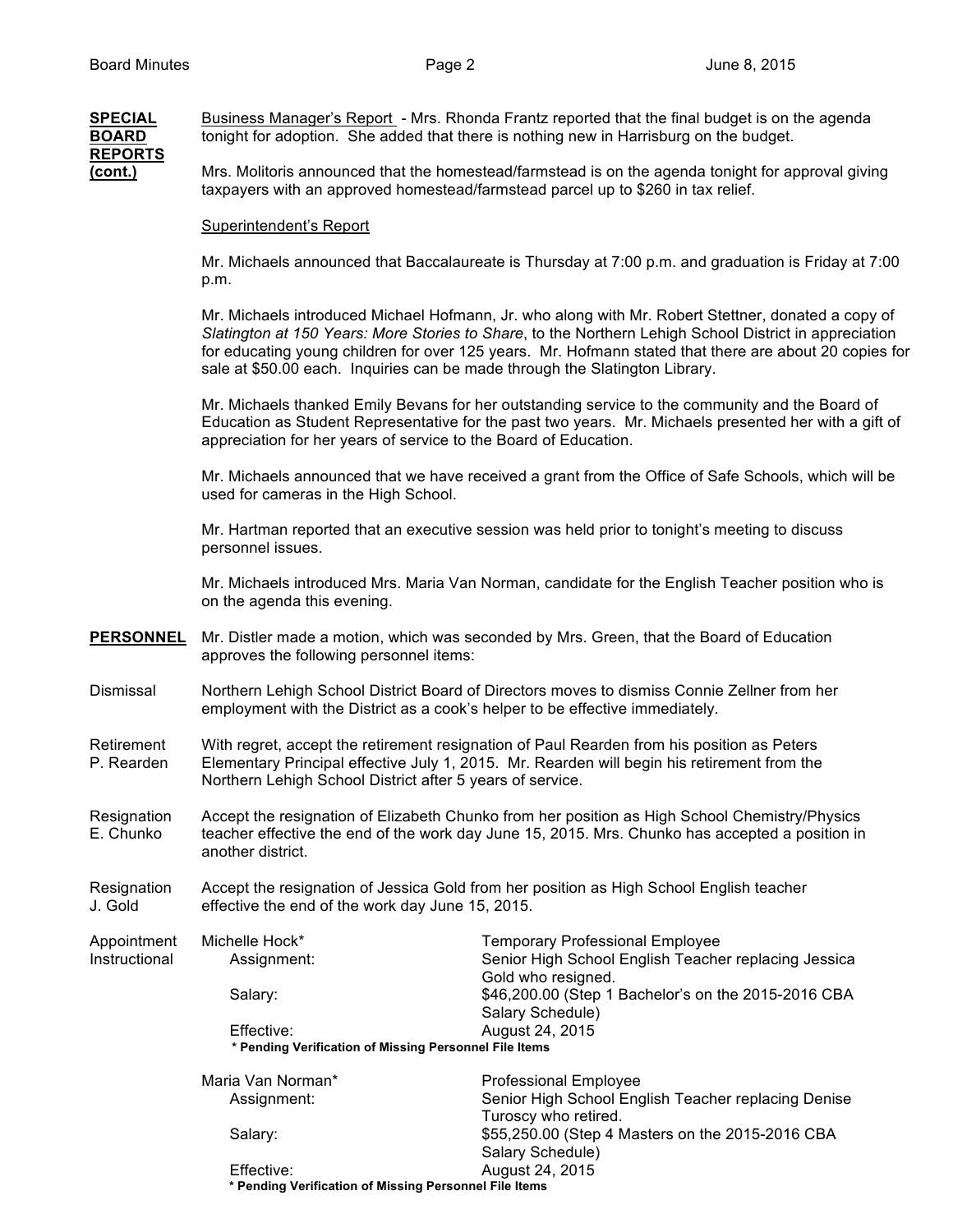**SPECIAL BOARD REPORTS (cont.)**

Business Manager's Report - Mrs. Rhonda Frantz reported that the final budget is on the agenda tonight for adoption. She added that there is nothing new in Harrisburg on the budget.

Mrs. Molitoris announced that the homestead/farmstead is on the agenda tonight for approval giving taxpayers with an approved homestead/farmstead parcel up to $260 in tax relief.

Superintendent's Report

Mr. Michaels announced that Baccalaureate is Thursday at 7:00 p.m. and graduation is Friday at 7:00 p.m.

Mr. Michaels introduced Michael Hofmann, Jr. who along with Mr. Robert Stettner, donated a copy of *Slatington at 150 Years: More Stories to Share*, to the Northern Lehigh School District in appreciation for educating young children for over 125 years. Mr. Hofmann stated that there are about 20 copies for sale at $50.00 each. Inquiries can be made through the Slatington Library.

Mr. Michaels thanked Emily Bevans for her outstanding service to the community and the Board of Education as Student Representative for the past two years. Mr. Michaels presented her with a gift of appreciation for her years of service to the Board of Education.

Mr. Michaels announced that we have received a grant from the Office of Safe Schools, which will be used for cameras in the High School.

Mr. Hartman reported that an executive session was held prior to tonight's meeting to discuss personnel issues.

Mr. Michaels introduced Mrs. Maria Van Norman, candidate for the English Teacher position who is on the agenda this evening.

**PERSONNEL**

Mr. Distler made a motion, which was seconded by Mrs. Green, that the Board of Education approves the following personnel items:

**Dismissal**

Northern Lehigh School District Board of Directors moves to dismiss Connie Zellner from her employment with the District as a cook's helper to be effective immediately.

**Retirement P. Rearden**

With regret, accept the retirement resignation of Paul Rearden from his position as Peters Elementary Principal effective July 1, 2015. Mr. Rearden will begin his retirement from the Northern Lehigh School District after 5 years of service.

**Resignation E. Chunko**

Accept the resignation of Elizabeth Chunko from her position as High School Chemistry/Physics teacher effective the end of the work day June 15, 2015. Mrs. Chunko has accepted a position in another district.

**Resignation J. Gold**

Accept the resignation of Jessica Gold from her position as High School English teacher effective the end of the work day June 15, 2015.

**Appointment Instructional**

Michelle Hock* — Temporary Professional Employee
- Assignment: Senior High School English Teacher replacing Jessica Gold who resigned.
- Salary: $46,200.00 (Step 1 Bachelor's on the 2015-2016 CBA Salary Schedule)
- Effective: August 24, 2015

**\* Pending Verification of Missing Personnel File Items**

Maria Van Norman* — Professional Employee
- Assignment: Senior High School English Teacher replacing Denise Turoscy who retired.
- Salary: $55,250.00 (Step 4 Masters on the 2015-2016 CBA Salary Schedule)
- Effective: August 24, 2015

**\* Pending Verification of Missing Personnel File Items**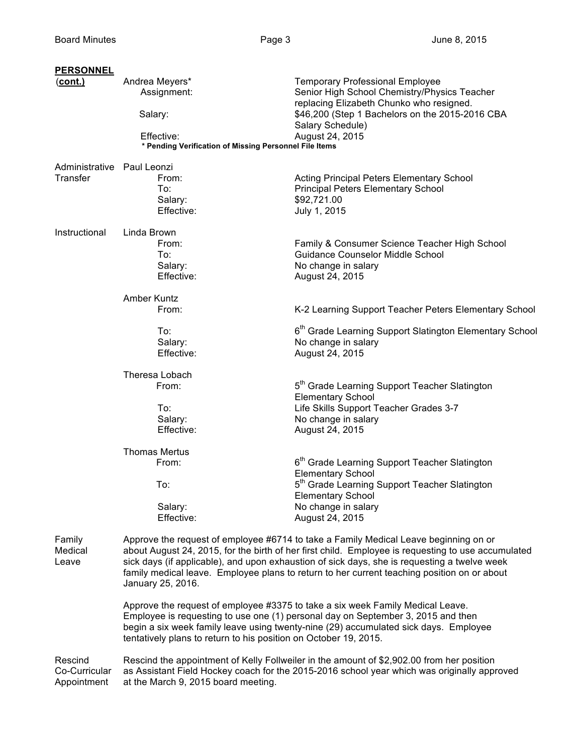**PERSONNEL**
**(cont.)**

Andrea Meyers*
- Temporary Professional Employee
- Assignment: Senior High School Chemistry/Physics Teacher replacing Elizabeth Chunko who resigned.
- Salary: $46,200 (Step 1 Bachelors on the 2015-2016 CBA Salary Schedule)
- Effective: August 24, 2015

**\* Pending Verification of Missing Personnel File Items**

**Administrative Transfer**

Paul Leonzi
- From: Acting Principal Peters Elementary School
- To: Principal Peters Elementary School
- Salary: $92,721.00
- Effective: July 1, 2015

**Instructional**

Linda Brown
- From: Family & Consumer Science Teacher High School
- To: Guidance Counselor Middle School
- Salary: No change in salary
- Effective: August 24, 2015

Amber Kuntz
- From: K-2 Learning Support Teacher Peters Elementary School
- To: 6th Grade Learning Support Slatington Elementary School
- Salary: No change in salary
- Effective: August 24, 2015

Theresa Lobach
- From: 5th Grade Learning Support Teacher Slatington Elementary School
- To: Life Skills Support Teacher Grades 3-7
- Salary: No change in salary
- Effective: August 24, 2015

Thomas Mertus
- From: 6th Grade Learning Support Teacher Slatington Elementary School
- To: 5th Grade Learning Support Teacher Slatington Elementary School
- Salary: No change in salary
- Effective: August 24, 2015

**Family Medical Leave**

Approve the request of employee #6714 to take a Family Medical Leave beginning on or about August 24, 2015, for the birth of her first child. Employee is requesting to use accumulated sick days (if applicable), and upon exhaustion of sick days, she is requesting a twelve week family medical leave. Employee plans to return to her current teaching position on or about January 25, 2016.

Approve the request of employee #3375 to take a six week Family Medical Leave. Employee is requesting to use one (1) personal day on September 3, 2015 and then begin a six week family leave using twenty-nine (29) accumulated sick days. Employee tentatively plans to return to his position on October 19, 2015.

**Rescind Co-Curricular Appointment**

Rescind the appointment of Kelly Follweiler in the amount of $2,902.00 from her position as Assistant Field Hockey coach for the 2015-2016 school year which was originally approved at the March 9, 2015 board meeting.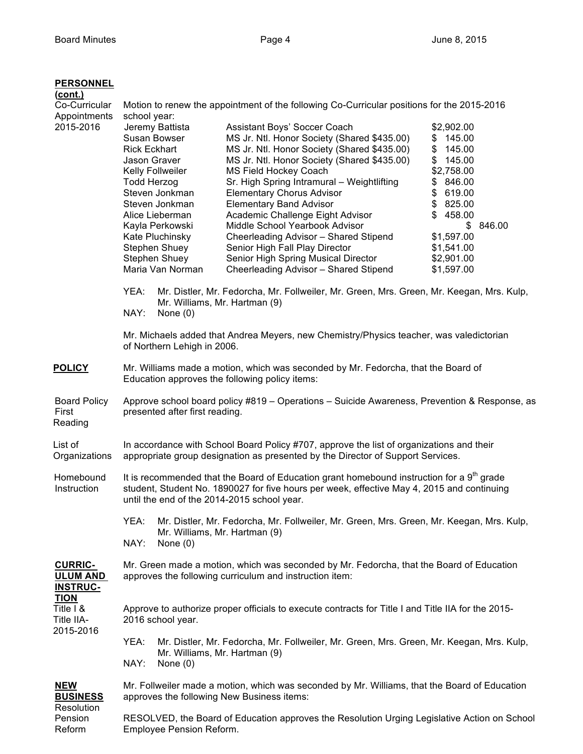**PERSONNEL (cont.)**

**Co-Curricular Appointments 2015-2016**

Motion to renew the appointment of the following Co-Curricular positions for the 2015-2016 school year:

| Name | Position | Stipend |
|---|---|---|
| Jeremy Battista | Assistant Boys' Soccer Coach | $2,902.00 |
| Susan Bowser | MS Jr. Ntl. Honor Society (Shared $435.00) | $ 145.00 |
| Rick Eckhart | MS Jr. Ntl. Honor Society (Shared $435.00) | $ 145.00 |
| Jason Graver | MS Jr. Ntl. Honor Society (Shared $435.00) | $ 145.00 |
| Kelly Follweiler | MS Field Hockey Coach | $2,758.00 |
| Todd Herzog | Sr. High Spring Intramural – Weightlifting | $ 846.00 |
| Steven Jonkman | Elementary Chorus Advisor | $ 619.00 |
| Steven Jonkman | Elementary Band Advisor | $ 825.00 |
| Alice Lieberman | Academic Challenge Eight Advisor | $ 458.00 |
| Kayla Perkowski | Middle School Yearbook Advisor | $ 846.00 |
| Kate Pluchinsky | Cheerleading Advisor – Shared Stipend | $1,597.00 |
| Stephen Shuey | Senior High Fall Play Director | $1,541.00 |
| Stephen Shuey | Senior High Spring Musical Director | $2,901.00 |
| Maria Van Norman | Cheerleading Advisor – Shared Stipend | $1,597.00 |

YEA: Mr. Distler, Mr. Fedorcha, Mr. Follweiler, Mr. Green, Mrs. Green, Mr. Keegan, Mrs. Kulp, Mr. Williams, Mr. Hartman (9)
NAY: None (0)

Mr. Michaels added that Andrea Meyers, new Chemistry/Physics teacher, was valedictorian of Northern Lehigh in 2006.

**POLICY**

Mr. Williams made a motion, which was seconded by Mr. Fedorcha, that the Board of Education approves the following policy items:

**Board Policy First Reading**

Approve school board policy #819 – Operations – Suicide Awareness, Prevention & Response, as presented after first reading.

**List of Organizations**

In accordance with School Board Policy #707, approve the list of organizations and their appropriate group designation as presented by the Director of Support Services.

**Homebound Instruction**

It is recommended that the Board of Education grant homebound instruction for a 9th grade student, Student No. 1890027 for five hours per week, effective May 4, 2015 and continuing until the end of the 2014-2015 school year.

YEA: Mr. Distler, Mr. Fedorcha, Mr. Follweiler, Mr. Green, Mrs. Green, Mr. Keegan, Mrs. Kulp, Mr. Williams, Mr. Hartman (9)
NAY: None (0)

**CURRICULUM AND INSTRUCTION**

Mr. Green made a motion, which was seconded by Mr. Fedorcha, that the Board of Education approves the following curriculum and instruction item:

**Title I & Title IIA-2015-2016**

Approve to authorize proper officials to execute contracts for Title I and Title IIA for the 2015-2016 school year.

YEA: Mr. Distler, Mr. Fedorcha, Mr. Follweiler, Mr. Green, Mrs. Green, Mr. Keegan, Mrs. Kulp, Mr. Williams, Mr. Hartman (9)
NAY: None (0)

**NEW BUSINESS**

Mr. Follweiler made a motion, which was seconded by Mr. Williams, that the Board of Education approves the following New Business items:

**Resolution Pension Reform**

RESOLVED, the Board of Education approves the Resolution Urging Legislative Action on School Employee Pension Reform.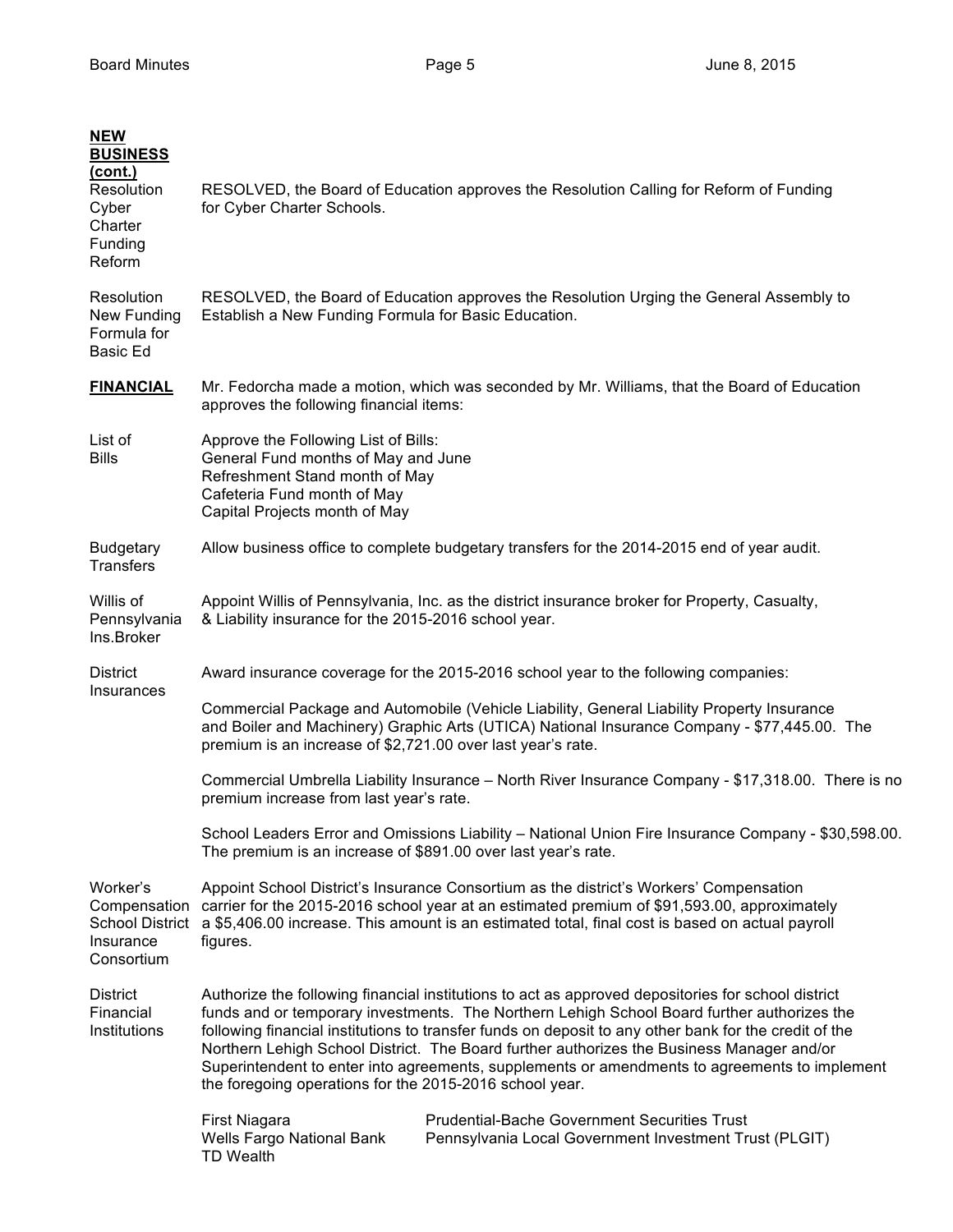**NEW BUSINESS (cont.)**

**Resolution Cyber Charter Funding Reform**

RESOLVED, the Board of Education approves the Resolution Calling for Reform of Funding for Cyber Charter Schools.

**Resolution New Funding Formula for Basic Ed**

RESOLVED, the Board of Education approves the Resolution Urging the General Assembly to Establish a New Funding Formula for Basic Education.

**FINANCIAL**

Mr. Fedorcha made a motion, which was seconded by Mr. Williams, that the Board of Education approves the following financial items:

**List of Bills**

Approve the Following List of Bills:
General Fund months of May and June
Refreshment Stand month of May
Cafeteria Fund month of May
Capital Projects month of May

**Budgetary Transfers**

Allow business office to complete budgetary transfers for the 2014-2015 end of year audit.

**Willis of Pennsylvania Ins.Broker**

Appoint Willis of Pennsylvania, Inc. as the district insurance broker for Property, Casualty, & Liability insurance for the 2015-2016 school year.

**District Insurances**

Award insurance coverage for the 2015-2016 school year to the following companies:

Commercial Package and Automobile (Vehicle Liability, General Liability Property Insurance and Boiler and Machinery) Graphic Arts (UTICA) National Insurance Company - $77,445.00. The premium is an increase of $2,721.00 over last year's rate.

Commercial Umbrella Liability Insurance – North River Insurance Company - $17,318.00. There is no premium increase from last year's rate.

School Leaders Error and Omissions Liability – National Union Fire Insurance Company - $30,598.00. The premium is an increase of $891.00 over last year's rate.

**Worker's Compensation School District Insurance Consortium**

Appoint School District's Insurance Consortium as the district's Workers' Compensation carrier for the 2015-2016 school year at an estimated premium of $91,593.00, approximately a $5,406.00 increase. This amount is an estimated total, final cost is based on actual payroll figures.

**District Financial Institutions**

Authorize the following financial institutions to act as approved depositories for school district funds and or temporary investments. The Northern Lehigh School Board further authorizes the following financial institutions to transfer funds on deposit to any other bank for the credit of the Northern Lehigh School District. The Board further authorizes the Business Manager and/or Superintendent to enter into agreements, supplements or amendments to agreements to implement the foregoing operations for the 2015-2016 school year.

- First Niagara
- Wells Fargo National Bank
- TD Wealth
- Prudential-Bache Government Securities Trust
- Pennsylvania Local Government Investment Trust (PLGIT)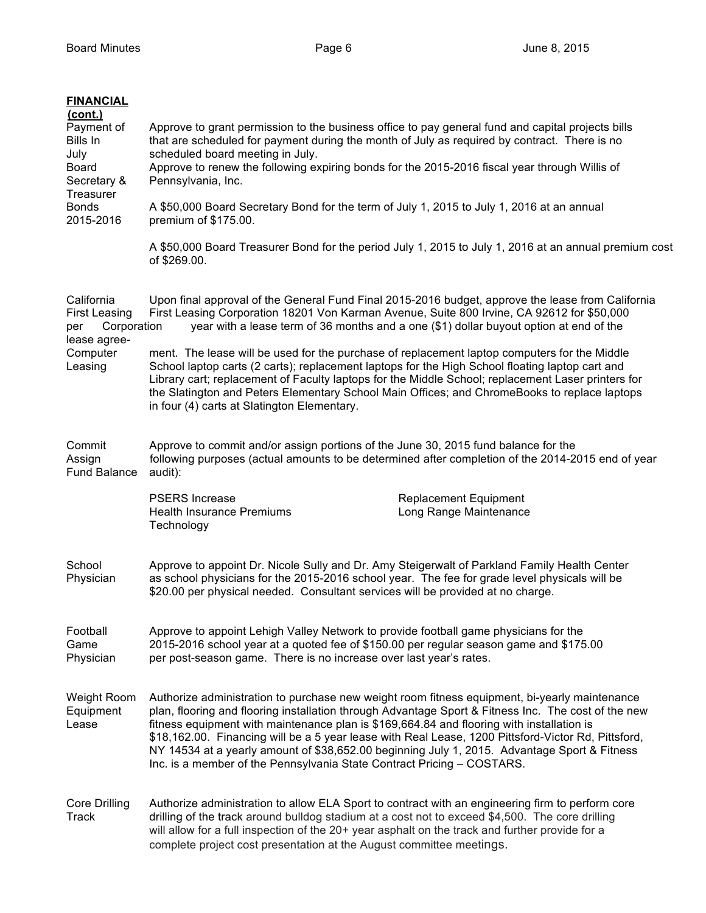**FINANCIAL (cont.)**

**Payment of Bills In July**

Approve to grant permission to the business office to pay general fund and capital projects bills that are scheduled for payment during the month of July as required by contract. There is no scheduled board meeting in July.

**Board Secretary & Treasurer Bonds 2015-2016**

Approve to renew the following expiring bonds for the 2015-2016 fiscal year through Willis of Pennsylvania, Inc.

A $50,000 Board Secretary Bond for the term of July 1, 2015 to July 1, 2016 at an annual premium of $175.00.

A $50,000 Board Treasurer Bond for the period July 1, 2015 to July 1, 2016 at an annual premium cost of $269.00.

**California First Leasing Corporation lease agreement- Computer Leasing**

Upon final approval of the General Fund Final 2015-2016 budget, approve the lease from California First Leasing Corporation 18201 Von Karman Avenue, Suite 800 Irvine, CA 92612 for $50,000 per year with a lease term of 36 months and a one ($1) dollar buyout option at end of the ment. The lease will be used for the purchase of replacement laptop computers for the Middle School laptop carts (2 carts); replacement laptops for the High School floating laptop cart and Library cart; replacement of Faculty laptops for the Middle School; replacement Laser printers for the Slatington and Peters Elementary School Main Offices; and ChromeBooks to replace laptops in four (4) carts at Slatington Elementary.

**Commit Assign Fund Balance**

Approve to commit and/or assign portions of the June 30, 2015 fund balance for the following purposes (actual amounts to be determined after completion of the 2014-2015 end of year audit):

- PSERS Increase
- Health Insurance Premiums
- Technology
- Replacement Equipment
- Long Range Maintenance

**School Physician**

Approve to appoint Dr. Nicole Sully and Dr. Amy Steigerwalt of Parkland Family Health Center as school physicians for the 2015-2016 school year. The fee for grade level physicals will be $20.00 per physical needed. Consultant services will be provided at no charge.

**Football Game Physician**

Approve to appoint Lehigh Valley Network to provide football game physicians for the 2015-2016 school year at a quoted fee of $150.00 per regular season game and $175.00 per post-season game. There is no increase over last year's rates.

**Weight Room Equipment Lease**

Authorize administration to purchase new weight room fitness equipment, bi-yearly maintenance plan, flooring and flooring installation through Advantage Sport & Fitness Inc. The cost of the new fitness equipment with maintenance plan is $169,664.84 and flooring with installation is $18,162.00. Financing will be a 5 year lease with Real Lease, 1200 Pittsford-Victor Rd, Pittsford, NY 14534 at a yearly amount of $38,652.00 beginning July 1, 2015. Advantage Sport & Fitness Inc. is a member of the Pennsylvania State Contract Pricing – COSTARS.

**Core Drilling Track**

Authorize administration to allow ELA Sport to contract with an engineering firm to perform core drilling of the track around bulldog stadium at a cost not to exceed $4,500. The core drilling will allow for a full inspection of the 20+ year asphalt on the track and further provide for a complete project cost presentation at the August committee meetings.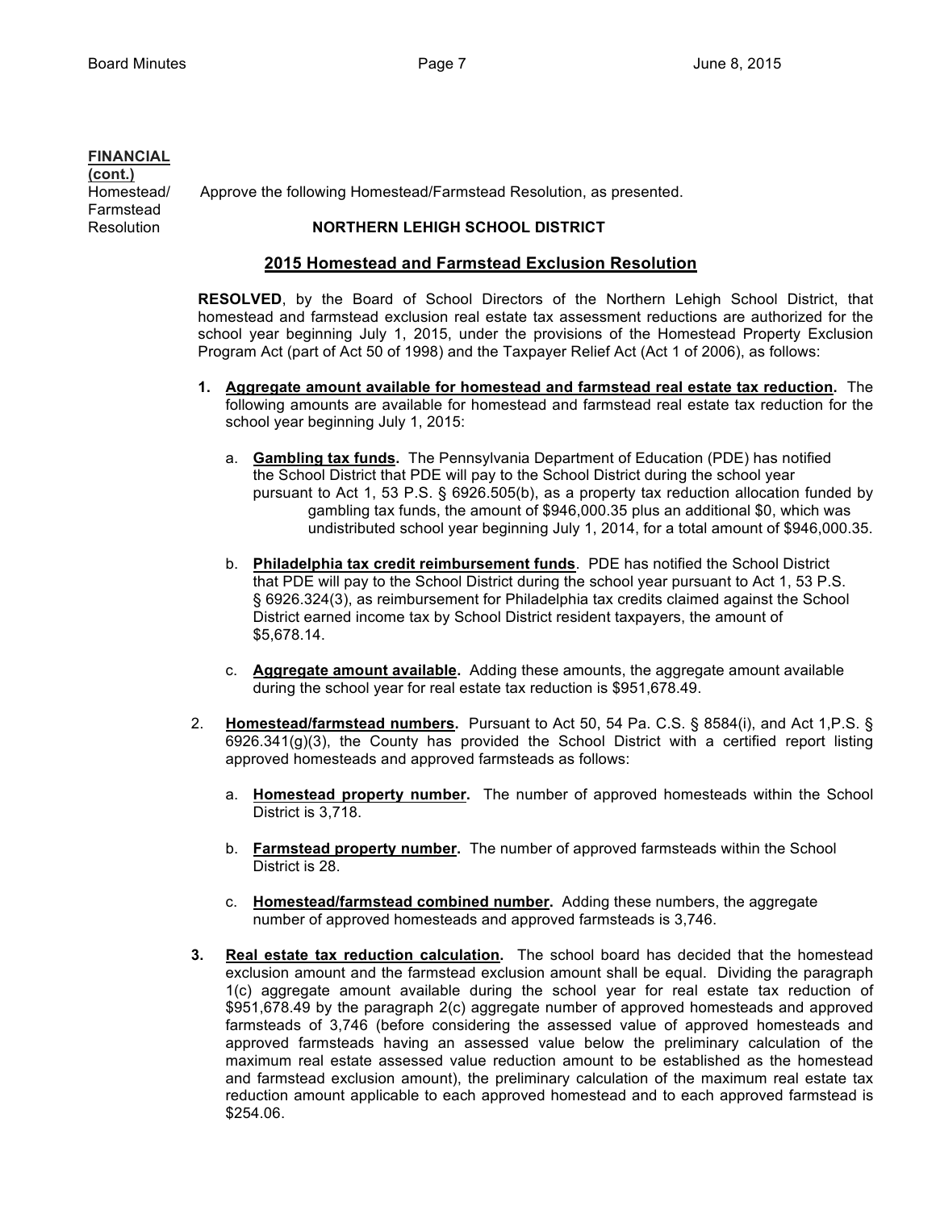**FINANCIAL**
**(cont.)**

Homestead/ Farmstead Resolution

Approve the following Homestead/Farmstead Resolution, as presented.

**NORTHERN LEHIGH SCHOOL DISTRICT**

## 2015 Homestead and Farmstead Exclusion Resolution

**RESOLVED**, by the Board of School Directors of the Northern Lehigh School District, that homestead and farmstead exclusion real estate tax assessment reductions are authorized for the school year beginning July 1, 2015, under the provisions of the Homestead Property Exclusion Program Act (part of Act 50 of 1998) and the Taxpayer Relief Act (Act 1 of 2006), as follows:

1. **Aggregate amount available for homestead and farmstead real estate tax reduction.** The following amounts are available for homestead and farmstead real estate tax reduction for the school year beginning July 1, 2015:

   a. **Gambling tax funds.** The Pennsylvania Department of Education (PDE) has notified the School District that PDE will pay to the School District during the school year pursuant to Act 1, 53 P.S. § 6926.505(b), as a property tax reduction allocation funded by gambling tax funds, the amount of $946,000.35 plus an additional $0, which was undistributed school year beginning July 1, 2014, for a total amount of $946,000.35.

   b. **Philadelphia tax credit reimbursement funds**. PDE has notified the School District that PDE will pay to the School District during the school year pursuant to Act 1, 53 P.S. § 6926.324(3), as reimbursement for Philadelphia tax credits claimed against the School District earned income tax by School District resident taxpayers, the amount of $5,678.14.

   c. **Aggregate amount available.** Adding these amounts, the aggregate amount available during the school year for real estate tax reduction is $951,678.49.

2. **Homestead/farmstead numbers.** Pursuant to Act 50, 54 Pa. C.S. § 8584(i), and Act 1,P.S. § 6926.341(g)(3), the County has provided the School District with a certified report listing approved homesteads and approved farmsteads as follows:

   a. **Homestead property number.** The number of approved homesteads within the School District is 3,718.

   b. **Farmstead property number.** The number of approved farmsteads within the School District is 28.

   c. **Homestead/farmstead combined number.** Adding these numbers, the aggregate number of approved homesteads and approved farmsteads is 3,746.

3. **Real estate tax reduction calculation.** The school board has decided that the homestead exclusion amount and the farmstead exclusion amount shall be equal. Dividing the paragraph 1(c) aggregate amount available during the school year for real estate tax reduction of $951,678.49 by the paragraph 2(c) aggregate number of approved homesteads and approved farmsteads of 3,746 (before considering the assessed value of approved homesteads and approved farmsteads having an assessed value below the preliminary calculation of the maximum real estate assessed value reduction amount to be established as the homestead and farmstead exclusion amount), the preliminary calculation of the maximum real estate tax reduction amount applicable to each approved homestead and to each approved farmstead is $254.06.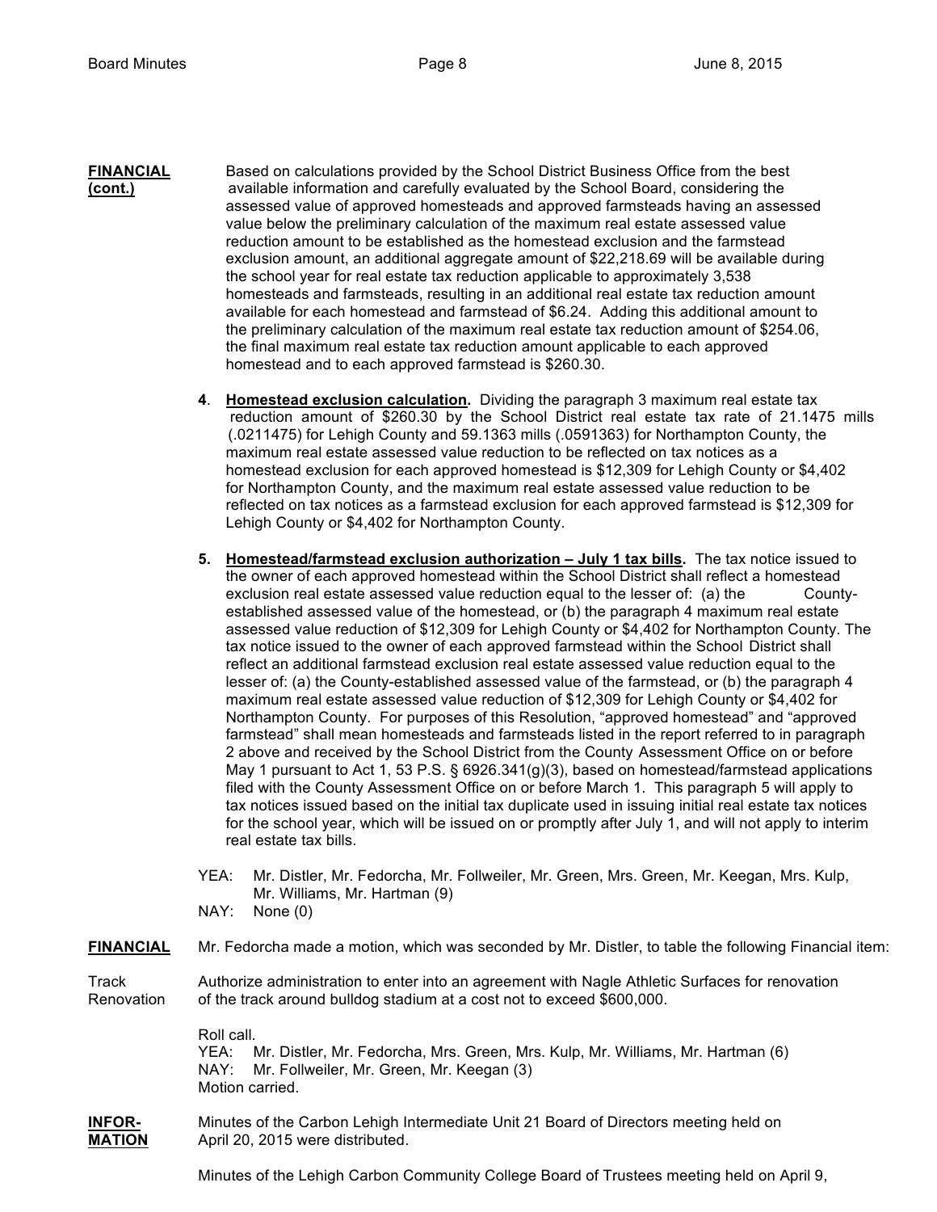**FINANCIAL (cont.)**

Based on calculations provided by the School District Business Office from the best available information and carefully evaluated by the School Board, considering the assessed value of approved homesteads and approved farmsteads having an assessed value below the preliminary calculation of the maximum real estate assessed value reduction amount to be established as the homestead exclusion and the farmstead exclusion amount, an additional aggregate amount of $22,218.69 will be available during the school year for real estate tax reduction applicable to approximately 3,538 homesteads and farmsteads, resulting in an additional real estate tax reduction amount available for each homestead and farmstead of $6.24. Adding this additional amount to the preliminary calculation of the maximum real estate tax reduction amount of $254.06, the final maximum real estate tax reduction amount applicable to each approved homestead and to each approved farmstead is $260.30.

**4**. **Homestead exclusion calculation.** Dividing the paragraph 3 maximum real estate tax reduction amount of $260.30 by the School District real estate tax rate of 21.1475 mills (.0211475) for Lehigh County and 59.1363 mills (.0591363) for Northampton County, the maximum real estate assessed value reduction to be reflected on tax notices as a homestead exclusion for each approved homestead is $12,309 for Lehigh County or $4,402 for Northampton County, and the maximum real estate assessed value reduction to be reflected on tax notices as a farmstead exclusion for each approved farmstead is $12,309 for Lehigh County or $4,402 for Northampton County.

**5.** **Homestead/farmstead exclusion authorization – July 1 tax bills.** The tax notice issued to the owner of each approved homestead within the School District shall reflect a homestead exclusion real estate assessed value reduction equal to the lesser of: (a) the County-established assessed value of the homestead, or (b) the paragraph 4 maximum real estate assessed value reduction of $12,309 for Lehigh County or $4,402 for Northampton County. The tax notice issued to the owner of each approved farmstead within the School District shall reflect an additional farmstead exclusion real estate assessed value reduction equal to the lesser of: (a) the County-established assessed value of the farmstead, or (b) the paragraph 4 maximum real estate assessed value reduction of $12,309 for Lehigh County or $4,402 for Northampton County. For purposes of this Resolution, "approved homestead" and "approved farmstead" shall mean homesteads and farmsteads listed in the report referred to in paragraph 2 above and received by the School District from the County Assessment Office on or before May 1 pursuant to Act 1, 53 P.S. § 6926.341(g)(3), based on homestead/farmstead applications filed with the County Assessment Office on or before March 1. This paragraph 5 will apply to tax notices issued based on the initial tax duplicate used in issuing initial real estate tax notices for the school year, which will be issued on or promptly after July 1, and will not apply to interim real estate tax bills.

YEA: Mr. Distler, Mr. Fedorcha, Mr. Follweiler, Mr. Green, Mrs. Green, Mr. Keegan, Mrs. Kulp, Mr. Williams, Mr. Hartman (9)
NAY: None (0)

**FINANCIAL**

Mr. Fedorcha made a motion, which was seconded by Mr. Distler, to table the following Financial item:

Track Renovation

Authorize administration to enter into an agreement with Nagle Athletic Surfaces for renovation of the track around bulldog stadium at a cost not to exceed $600,000.

Roll call.
YEA: Mr. Distler, Mr. Fedorcha, Mrs. Green, Mrs. Kulp, Mr. Williams, Mr. Hartman (6)
NAY: Mr. Follweiler, Mr. Green, Mr. Keegan (3)
Motion carried.

**INFORMATION**

Minutes of the Carbon Lehigh Intermediate Unit 21 Board of Directors meeting held on April 20, 2015 were distributed.

Minutes of the Lehigh Carbon Community College Board of Trustees meeting held on April 9,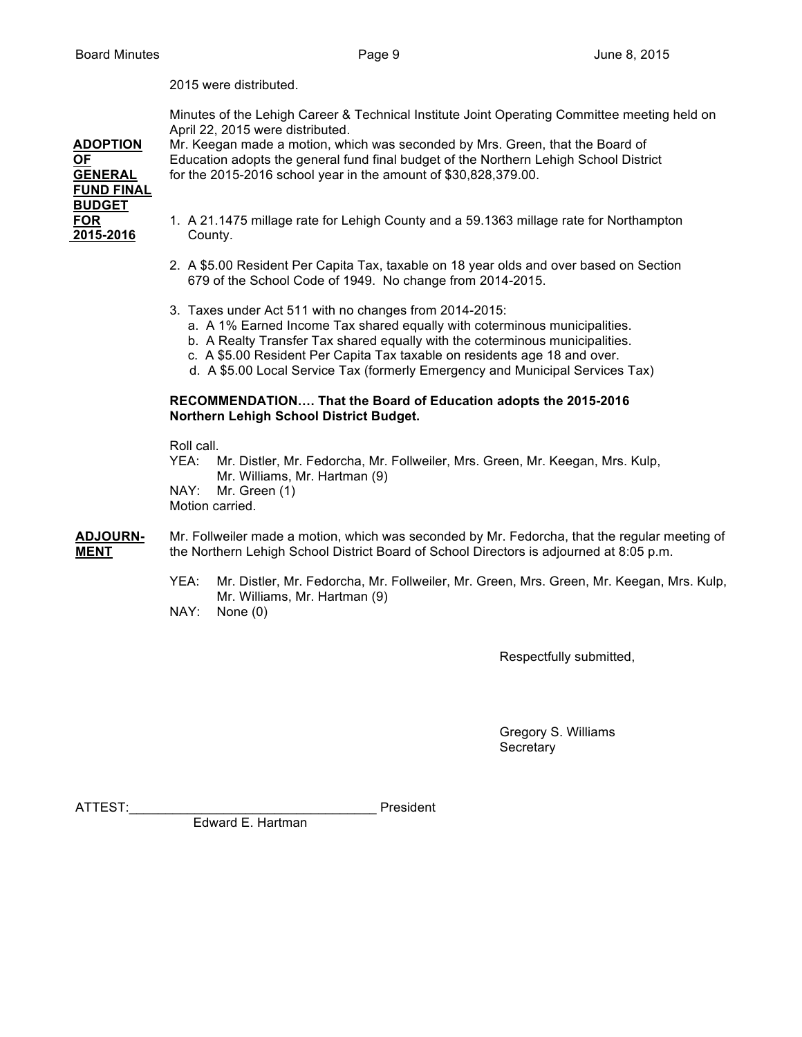2015 were distributed.

Minutes of the Lehigh Career & Technical Institute Joint Operating Committee meeting held on April 22, 2015 were distributed.

**ADOPTION OF GENERAL FUND FINAL BUDGET FOR 2015-2016**

Mr. Keegan made a motion, which was seconded by Mrs. Green, that the Board of Education adopts the general fund final budget of the Northern Lehigh School District for the 2015-2016 school year in the amount of $30,828,379.00.

1. A 21.1475 millage rate for Lehigh County and a 59.1363 millage rate for Northampton County.

2. A $5.00 Resident Per Capita Tax, taxable on 18 year olds and over based on Section 679 of the School Code of 1949. No change from 2014-2015.

3. Taxes under Act 511 with no changes from 2014-2015:
   a. A 1% Earned Income Tax shared equally with coterminous municipalities.
   b. A Realty Transfer Tax shared equally with the coterminous municipalities.
   c. A $5.00 Resident Per Capita Tax taxable on residents age 18 and over.
   d. A $5.00 Local Service Tax (formerly Emergency and Municipal Services Tax)

**RECOMMENDATION…. That the Board of Education adopts the 2015-2016 Northern Lehigh School District Budget.**

Roll call.
YEA: Mr. Distler, Mr. Fedorcha, Mr. Follweiler, Mrs. Green, Mr. Keegan, Mrs. Kulp, Mr. Williams, Mr. Hartman (9)
NAY: Mr. Green (1)
Motion carried.

**ADJOURNMENT**

Mr. Follweiler made a motion, which was seconded by Mr. Fedorcha, that the regular meeting of the Northern Lehigh School District Board of School Directors is adjourned at 8:05 p.m.

YEA: Mr. Distler, Mr. Fedorcha, Mr. Follweiler, Mr. Green, Mrs. Green, Mr. Keegan, Mrs. Kulp, Mr. Williams, Mr. Hartman (9)
NAY: None (0)

Respectfully submitted,

Gregory S. Williams
Secretary

ATTEST:__________________________________ President
Edward E. Hartman